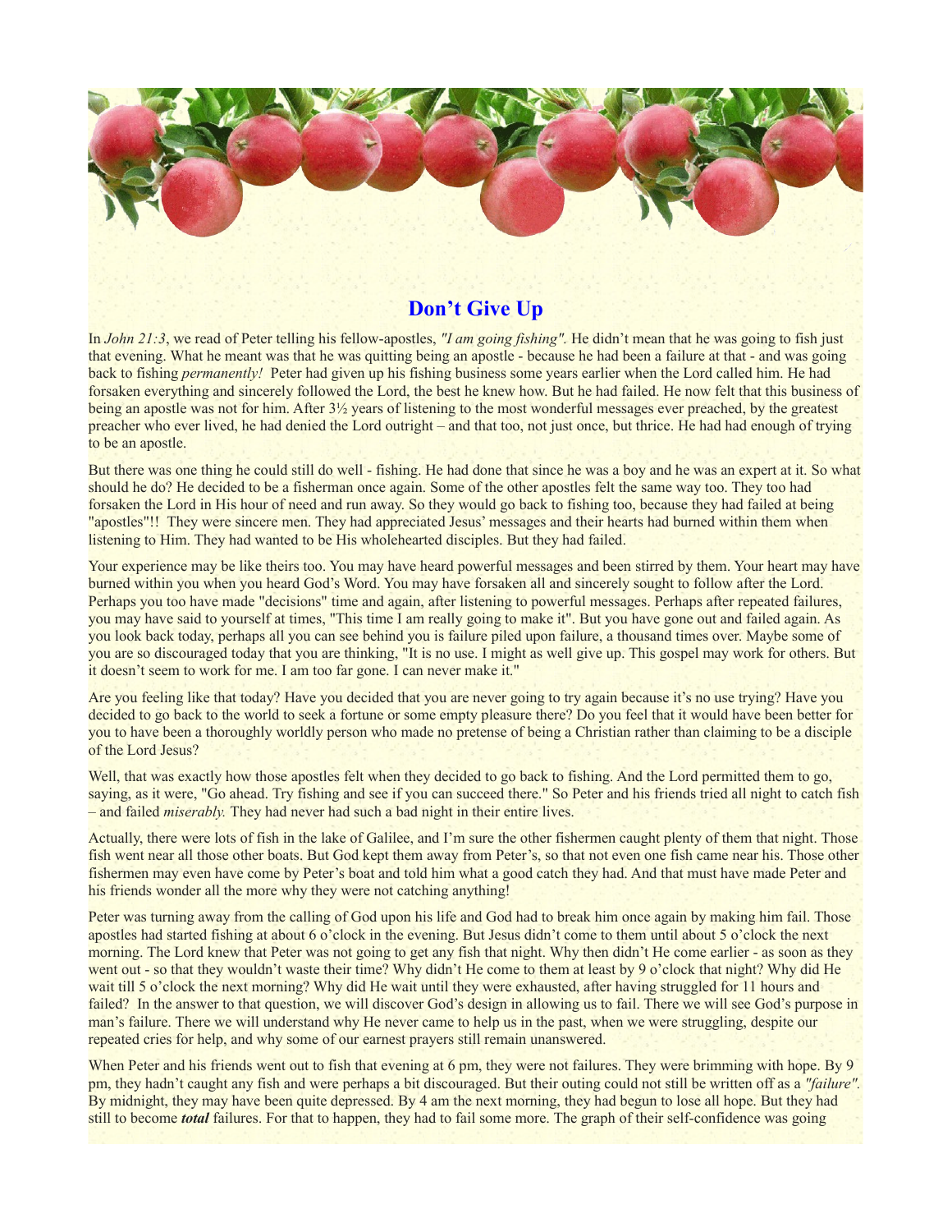# Don't Give Up

In *John 21:3*, we read of Peter telling his fellow-apostles, *"I am going fishing".* He didn't mean that he was going to fish just that evening. What he meant was that he was quitting being an apostle - because he had been a failure at that - and was going back to fishing *permanently!* Peter had given up his fishing business some years earlier when the Lord called him. He had forsaken everything and sincerely followed the Lord, the best he knew how. But he had failed. He now felt that this business of being an apostle was not for him. After 3½ years of listening to the most wonderful messages ever preached, by the greatest preacher who ever lived, he had denied the Lord outright – and that too, not just once, but thrice. He had had enough of trying to be an apostle.

But there was one thing he could still do well - fishing. He had done that since he was a boy and he was an expert at it. So what should he do? He decided to be a fisherman once again. Some of the other apostles felt the same way too. They too had forsaken the Lord in His hour of need and run away. So they would go back to fishing too, because they had failed at being "apostles"!! They were sincere men. They had appreciated Jesus' messages and their hearts had burned within them when listening to Him. They had wanted to be His wholehearted disciples. But they had failed.

Your experience may be like theirs too. You may have heard powerful messages and been stirred by them. Your heart may have burned within you when you heard God's Word. You may have forsaken all and sincerely sought to follow after the Lord. Perhaps you too have made "decisions" time and again, after listening to powerful messages. Perhaps after repeated failures, you may have said to yourself at times, "This time I am really going to make it". But you have gone out and failed again. As you look back today, perhaps all you can see behind you is failure piled upon failure, a thousand times over. Maybe some of you are so discouraged today that you are thinking, "It is no use. I might as well give up. This gospel may work for others. But it doesn't seem to work for me. I am too far gone. I can never make it."

Are you feeling like that today? Have you decided that you are never going to try again because it's no use trying? Have you decided to go back to the world to seek a fortune or some empty pleasure there? Do you feel that it would have been better for you to have been a thoroughly worldly person who made no pretense of being a Christian rather than claiming to be a disciple of the Lord Jesus?

Well, that was exactly how those apostles felt when they decided to go back to fishing. And the Lord permitted them to go, saying, as it were, "Go ahead. Try fishing and see if you can succeed there." So Peter and his friends tried all night to catch fish – and failed *miserably.* They had never had such a bad night in their entire lives.

Actually, there were lots of fish in the lake of Galilee, and I'm sure the other fishermen caught plenty of them that night. Those fish went near all those other boats. But God kept them away from Peter's, so that not even one fish came near his. Those other fishermen may even have come by Peter's boat and told him what a good catch they had. And that must have made Peter and his friends wonder all the more why they were not catching anything!

Peter was turning away from the calling of God upon his life and God had to break him once again by making him fail. Those apostles had started fishing at about 6 o'clock in the evening. But Jesus didn't come to them until about 5 o'clock the next morning. The Lord knew that Peter was not going to get any fish that night. Why then didn't He come earlier - as soon as they went out - so that they wouldn't waste their time? Why didn't He come to them at least by 9 o'clock that night? Why did He wait till 5 o'clock the next morning? Why did He wait until they were exhausted, after having struggled for 11 hours and failed? In the answer to that question, we will discover God's design in allowing us to fail. There we will see God's purpose in man's failure. There we will understand why He never came to help us in the past, when we were struggling, despite our repeated cries for help, and why some of our earnest prayers still remain unanswered.

When Peter and his friends went out to fish that evening at 6 pm, they were not failures. They were brimming with hope. By 9 pm, they hadn't caught any fish and were perhaps a bit discouraged. But their outing could not still be written off as a *"failure".* By midnight, they may have been quite depressed. By 4 am the next morning, they had begun to lose all hope. But they had still to become ***total*** failures. For that to happen, they had to fail some more. The graph of their self-confidence was going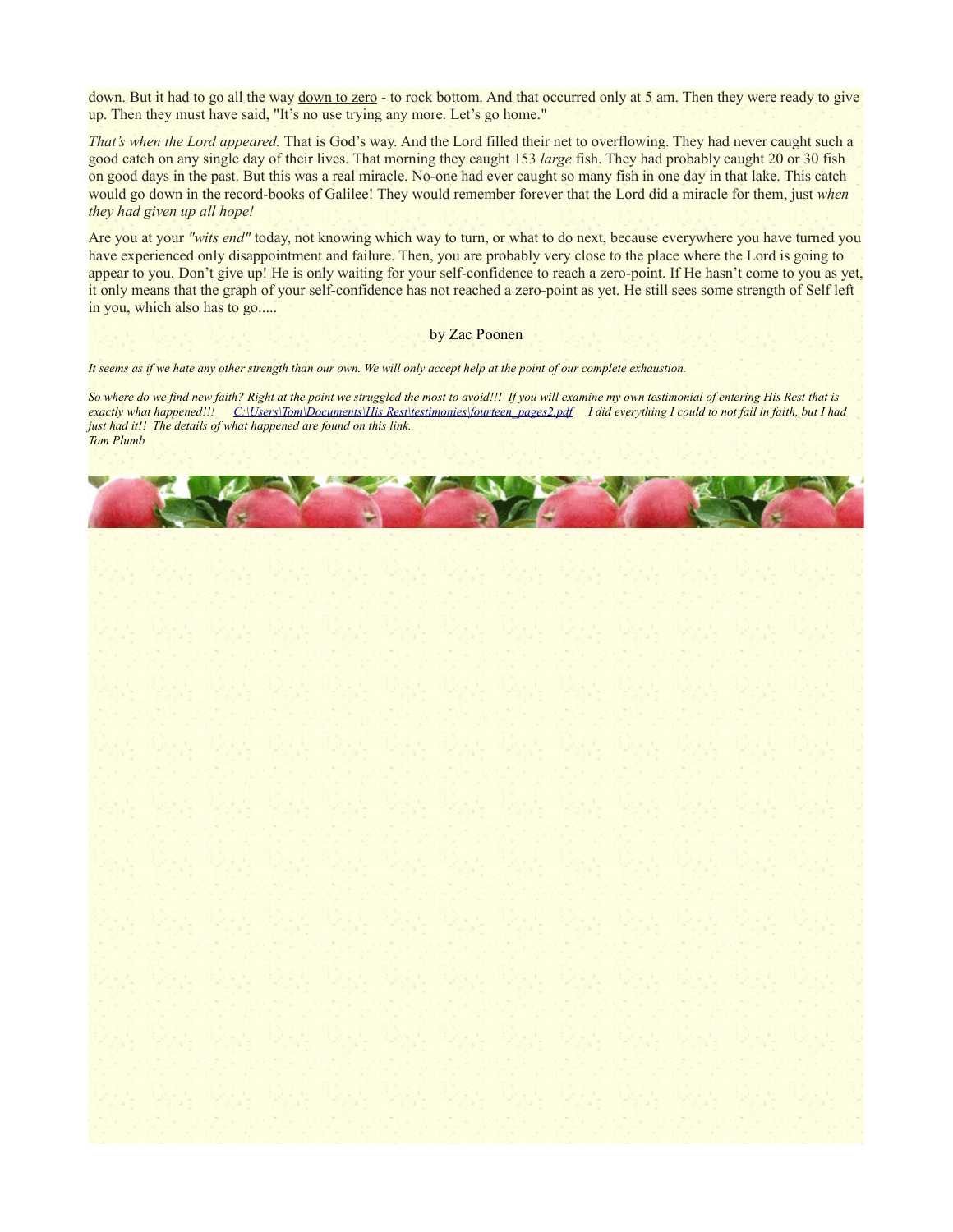down. But it had to go all the way down to zero - to rock bottom. And that occurred only at 5 am. Then they were ready to give up. Then they must have said, "It's no use trying any more. Let's go home."

*That's when the Lord appeared.* That is God's way. And the Lord filled their net to overflowing. They had never caught such a good catch on any single day of their lives. That morning they caught 153 *large* fish. They had probably caught 20 or 30 fish on good days in the past. But this was a real miracle. No-one had ever caught so many fish in one day in that lake. This catch would go down in the record-books of Galilee! They would remember forever that the Lord did a miracle for them, just *when they had given up all hope!*

Are you at your *"wits end"* today, not knowing which way to turn, or what to do next, because everywhere you have turned you have experienced only disappointment and failure. Then, you are probably very close to the place where the Lord is going to appear to you. Don't give up! He is only waiting for your self-confidence to reach a zero-point. If He hasn't come to you as yet, it only means that the graph of your self-confidence has not reached a zero-point as yet. He still sees some strength of Self left in you, which also has to go.....

by Zac Poonen

*It seems as if we hate any other strength than our own. We will only accept help at the point of our complete exhaustion.*

*So where do we find new faith? Right at the point we struggled the most to avoid!!! If you will examine my own testimonial of entering His Rest that is exactly what happened!!! C:\Users\Tom\Documents\His Rest\testimonies\fourteen_pages2.pdf I did everything I could to not fail in faith, but I had just had it!! The details of what happened are found on this link.*
*Tom Plumb*